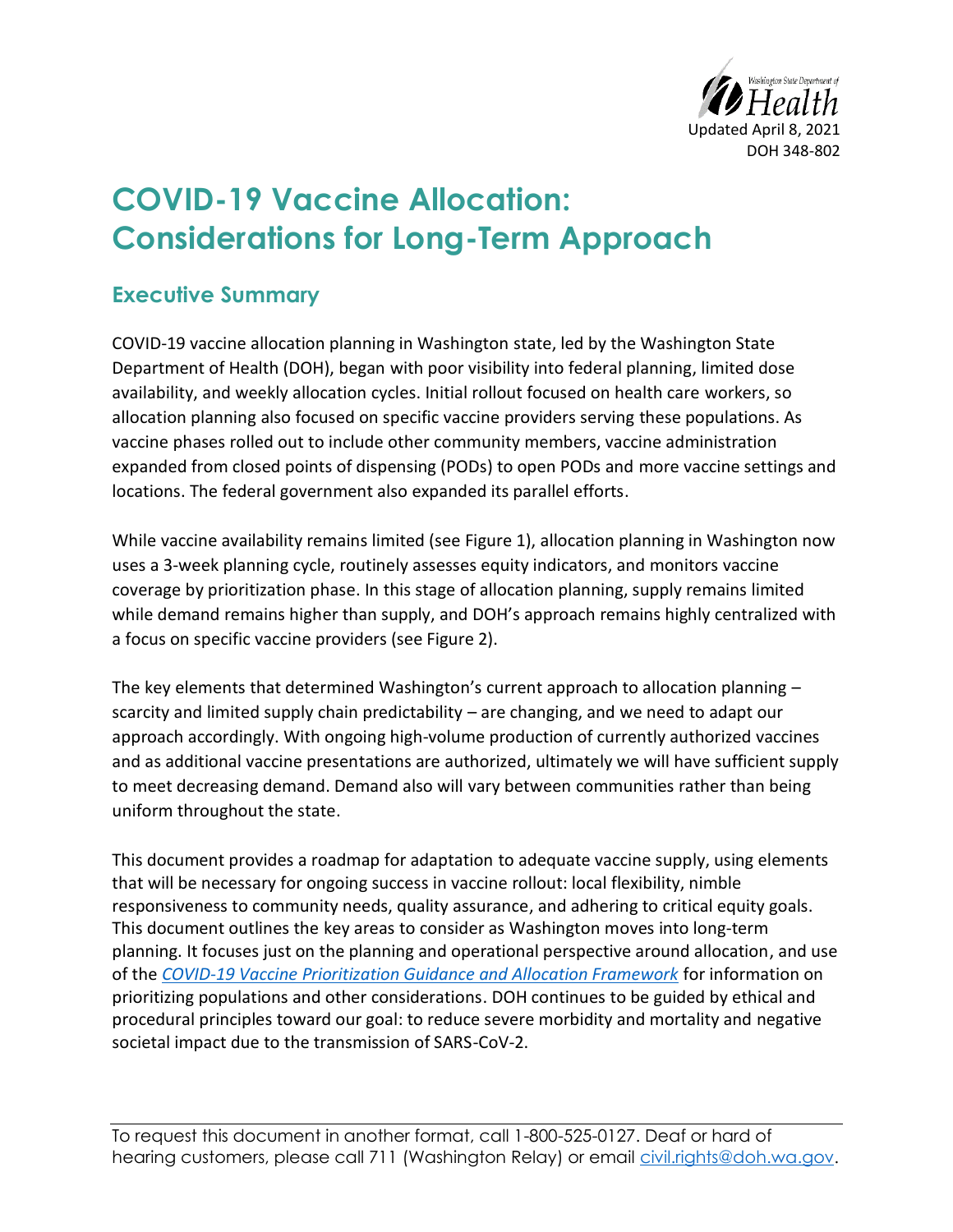Washington State Department of Health

Updated April 8, 2021

DOH 348-802

# COVID-19 Vaccine Allocation: Considerations for Long-Term Approach

## Executive Summary

COVID-19 vaccine allocation planning in Washington state, led by the Washington State Department of Health (DOH), began with poor visibility into federal planning, limited dose availability, and weekly allocation cycles. Initial rollout focused on health care workers, so allocation planning also focused on specific vaccine providers serving these populations. As vaccine phases rolled out to include other community members, vaccine administration expanded from closed points of dispensing (PODs) to open PODs and more vaccine settings and locations. The federal government also expanded its parallel efforts.

While vaccine availability remains limited (see Figure 1), allocation planning in Washington now uses a 3-week planning cycle, routinely assesses equity indicators, and monitors vaccine coverage by prioritization phase. In this stage of allocation planning, supply remains limited while demand remains higher than supply, and DOH's approach remains highly centralized with a focus on specific vaccine providers (see Figure 2).

The key elements that determined Washington's current approach to allocation planning – scarcity and limited supply chain predictability – are changing, and we need to adapt our approach accordingly. With ongoing high-volume production of currently authorized vaccines and as additional vaccine presentations are authorized, ultimately we will have sufficient supply to meet decreasing demand. Demand also will vary between communities rather than being uniform throughout the state.

This document provides a roadmap for adaptation to adequate vaccine supply, using elements that will be necessary for ongoing success in vaccine rollout: local flexibility, nimble responsiveness to community needs, quality assurance, and adhering to critical equity goals. This document outlines the key areas to consider as Washington moves into long-term planning. It focuses just on the planning and operational perspective around allocation, and use of the *COVID-19 Vaccine Prioritization Guidance and Allocation Framework* for information on prioritizing populations and other considerations. DOH continues to be guided by ethical and procedural principles toward our goal: to reduce severe morbidity and mortality and negative societal impact due to the transmission of SARS-CoV-2.

To request this document in another format, call 1-800-525-0127. Deaf or hard of hearing customers, please call 711 (Washington Relay) or email civil.rights@doh.wa.gov.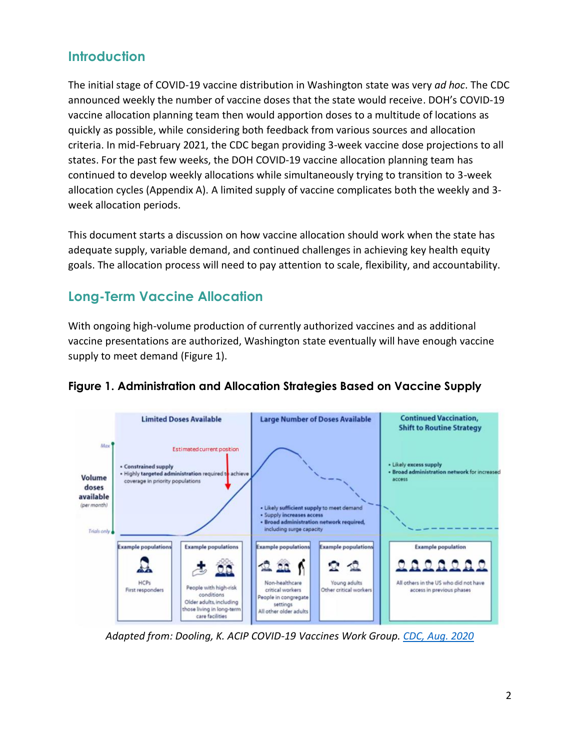## Introduction

The initial stage of COVID-19 vaccine distribution in Washington state was very *ad hoc*. The CDC announced weekly the number of vaccine doses that the state would receive. DOH's COVID-19 vaccine allocation planning team then would apportion doses to a multitude of locations as quickly as possible, while considering both feedback from various sources and allocation criteria. In mid-February 2021, the CDC began providing 3-week vaccine dose projections to all states. For the past few weeks, the DOH COVID-19 vaccine allocation planning team has continued to develop weekly allocations while simultaneously trying to transition to 3-week allocation cycles (Appendix A). A limited supply of vaccine complicates both the weekly and 3-week allocation periods.

This document starts a discussion on how vaccine allocation should work when the state has adequate supply, variable demand, and continued challenges in achieving key health equity goals. The allocation process will need to pay attention to scale, flexibility, and accountability.

## Long-Term Vaccine Allocation

With ongoing high-volume production of currently authorized vaccines and as additional vaccine presentations are authorized, Washington state eventually will have enough vaccine supply to meet demand (Figure 1).

**Figure 1. Administration and Allocation Strategies Based on Vaccine Supply**

*Adapted from: Dooling, K. ACIP COVID-19 Vaccines Work Group. CDC, Aug. 2020*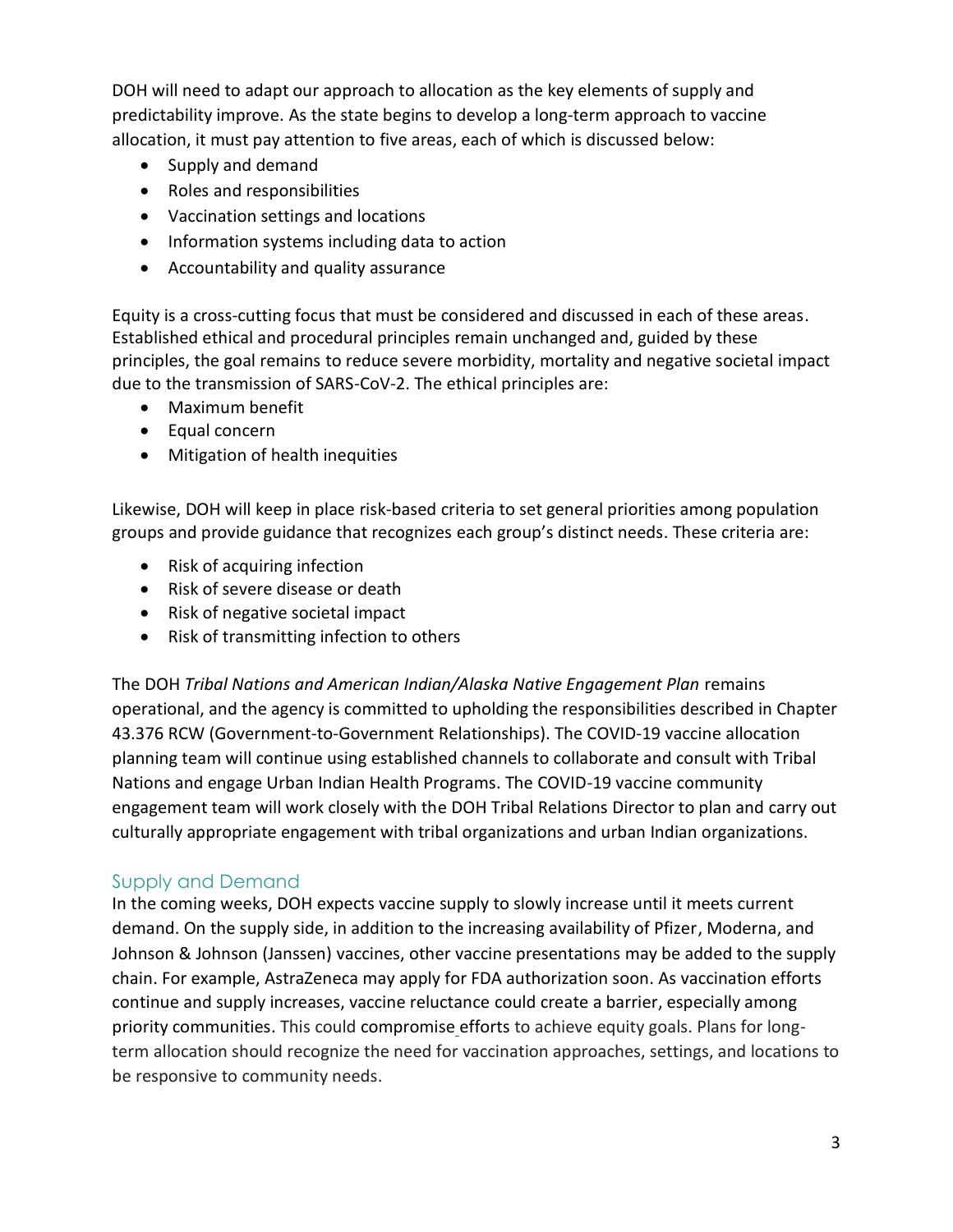DOH will need to adapt our approach to allocation as the key elements of supply and predictability improve. As the state begins to develop a long-term approach to vaccine allocation, it must pay attention to five areas, each of which is discussed below:

- Supply and demand
- Roles and responsibilities
- Vaccination settings and locations
- Information systems including data to action
- Accountability and quality assurance

Equity is a cross-cutting focus that must be considered and discussed in each of these areas. Established ethical and procedural principles remain unchanged and, guided by these principles, the goal remains to reduce severe morbidity, mortality and negative societal impact due to the transmission of SARS-CoV-2. The ethical principles are:

- Maximum benefit
- Equal concern
- Mitigation of health inequities

Likewise, DOH will keep in place risk-based criteria to set general priorities among population groups and provide guidance that recognizes each group's distinct needs. These criteria are:

- Risk of acquiring infection
- Risk of severe disease or death
- Risk of negative societal impact
- Risk of transmitting infection to others

The DOH *Tribal Nations and American Indian/Alaska Native Engagement Plan* remains operational, and the agency is committed to upholding the responsibilities described in Chapter 43.376 RCW (Government-to-Government Relationships). The COVID-19 vaccine allocation planning team will continue using established channels to collaborate and consult with Tribal Nations and engage Urban Indian Health Programs. The COVID-19 vaccine community engagement team will work closely with the DOH Tribal Relations Director to plan and carry out culturally appropriate engagement with tribal organizations and urban Indian organizations.

## Supply and Demand

In the coming weeks, DOH expects vaccine supply to slowly increase until it meets current demand. On the supply side, in addition to the increasing availability of Pfizer, Moderna, and Johnson & Johnson (Janssen) vaccines, other vaccine presentations may be added to the supply chain. For example, AstraZeneca may apply for FDA authorization soon. As vaccination efforts continue and supply increases, vaccine reluctance could create a barrier, especially among priority communities. This could compromise efforts to achieve equity goals. Plans for long-term allocation should recognize the need for vaccination approaches, settings, and locations to be responsive to community needs.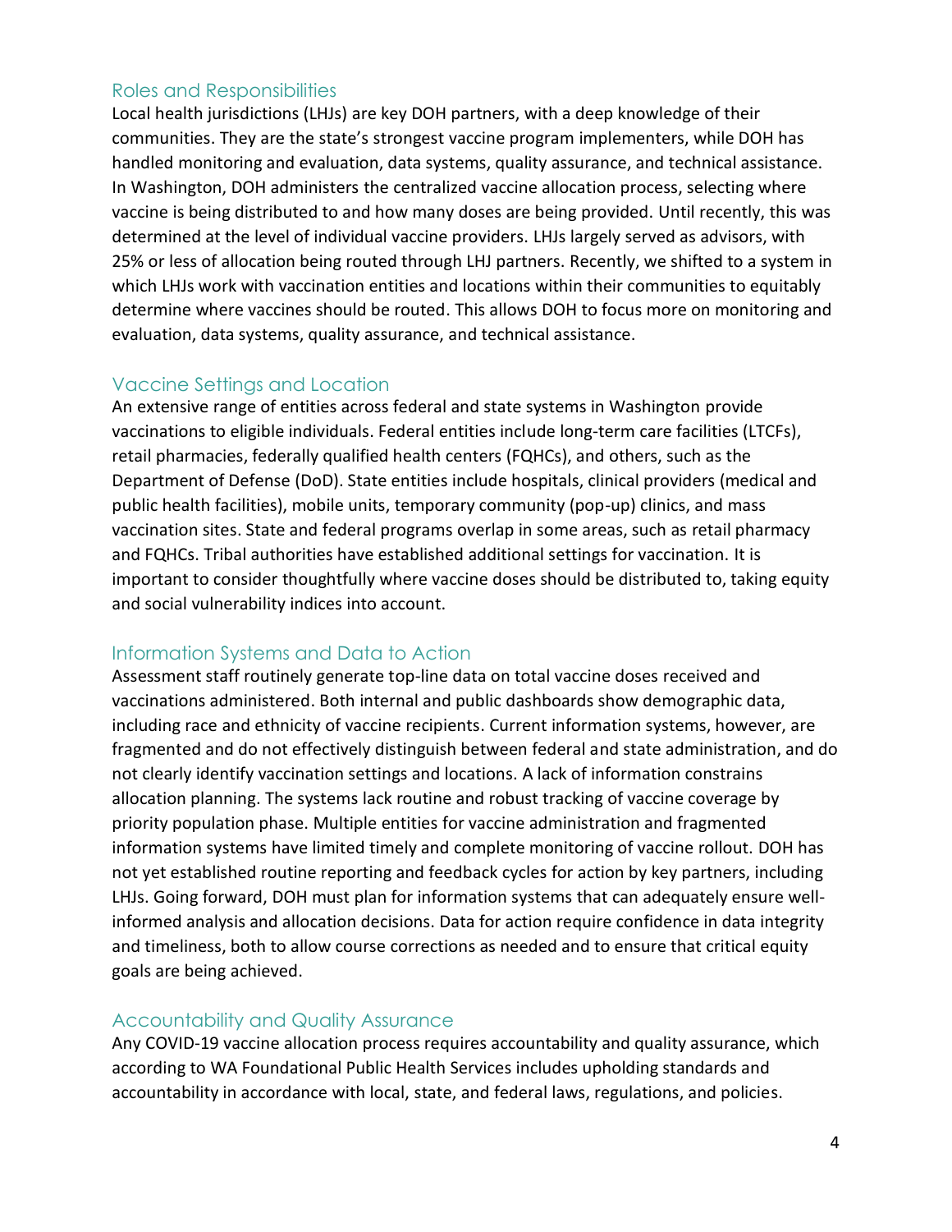## Roles and Responsibilities

Local health jurisdictions (LHJs) are key DOH partners, with a deep knowledge of their communities. They are the state's strongest vaccine program implementers, while DOH has handled monitoring and evaluation, data systems, quality assurance, and technical assistance. In Washington, DOH administers the centralized vaccine allocation process, selecting where vaccine is being distributed to and how many doses are being provided. Until recently, this was determined at the level of individual vaccine providers. LHJs largely served as advisors, with 25% or less of allocation being routed through LHJ partners. Recently, we shifted to a system in which LHJs work with vaccination entities and locations within their communities to equitably determine where vaccines should be routed. This allows DOH to focus more on monitoring and evaluation, data systems, quality assurance, and technical assistance.

## Vaccine Settings and Location

An extensive range of entities across federal and state systems in Washington provide vaccinations to eligible individuals. Federal entities include long-term care facilities (LTCFs), retail pharmacies, federally qualified health centers (FQHCs), and others, such as the Department of Defense (DoD). State entities include hospitals, clinical providers (medical and public health facilities), mobile units, temporary community (pop-up) clinics, and mass vaccination sites. State and federal programs overlap in some areas, such as retail pharmacy and FQHCs. Tribal authorities have established additional settings for vaccination. It is important to consider thoughtfully where vaccine doses should be distributed to, taking equity and social vulnerability indices into account.

## Information Systems and Data to Action

Assessment staff routinely generate top-line data on total vaccine doses received and vaccinations administered. Both internal and public dashboards show demographic data, including race and ethnicity of vaccine recipients. Current information systems, however, are fragmented and do not effectively distinguish between federal and state administration, and do not clearly identify vaccination settings and locations. A lack of information constrains allocation planning. The systems lack routine and robust tracking of vaccine coverage by priority population phase. Multiple entities for vaccine administration and fragmented information systems have limited timely and complete monitoring of vaccine rollout. DOH has not yet established routine reporting and feedback cycles for action by key partners, including LHJs. Going forward, DOH must plan for information systems that can adequately ensure well-informed analysis and allocation decisions. Data for action require confidence in data integrity and timeliness, both to allow course corrections as needed and to ensure that critical equity goals are being achieved.

## Accountability and Quality Assurance

Any COVID-19 vaccine allocation process requires accountability and quality assurance, which according to WA Foundational Public Health Services includes upholding standards and accountability in accordance with local, state, and federal laws, regulations, and policies.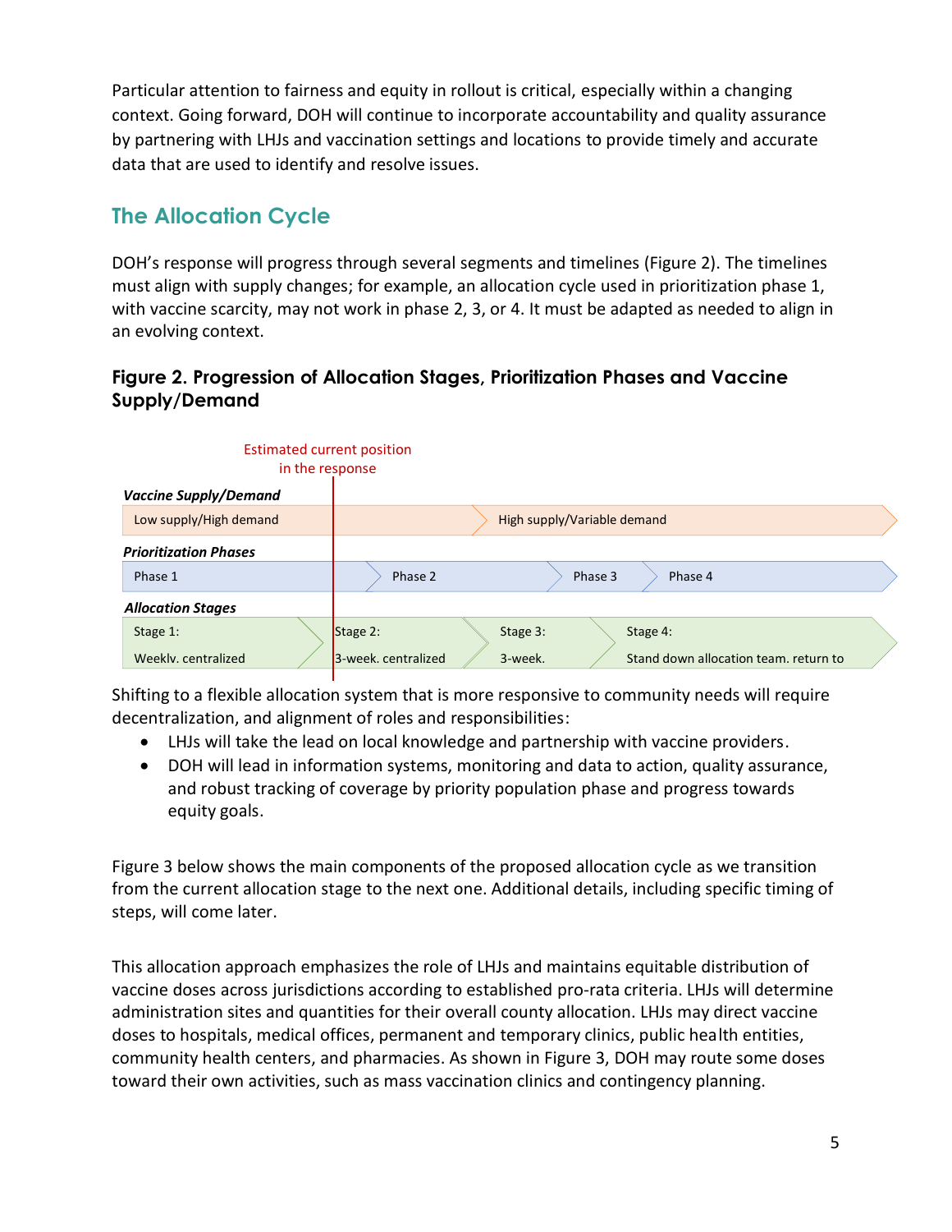Particular attention to fairness and equity in rollout is critical, especially within a changing context. Going forward, DOH will continue to incorporate accountability and quality assurance by partnering with LHJs and vaccination settings and locations to provide timely and accurate data that are used to identify and resolve issues.

## The Allocation Cycle

DOH's response will progress through several segments and timelines (Figure 2). The timelines must align with supply changes; for example, an allocation cycle used in prioritization phase 1, with vaccine scarcity, may not work in phase 2, 3, or 4. It must be adapted as needed to align in an evolving context.

### Figure 2. Progression of Allocation Stages, Prioritization Phases and Vaccine Supply/Demand

Estimated current position in the response

***Vaccine Supply/Demand***

Low supply/High demand | High supply/Variable demand

***Prioritization Phases***

Phase 1 | Phase 2 | Phase 3 | Phase 4

***Allocation Stages***

Stage 1: Weekly, centralized | Stage 2: 3-week, centralized | Stage 3: 3-week, | Stage 4: Stand down allocation team, return to

Shifting to a flexible allocation system that is more responsive to community needs will require decentralization, and alignment of roles and responsibilities:

- LHJs will take the lead on local knowledge and partnership with vaccine providers.
- DOH will lead in information systems, monitoring and data to action, quality assurance, and robust tracking of coverage by priority population phase and progress towards equity goals.

Figure 3 below shows the main components of the proposed allocation cycle as we transition from the current allocation stage to the next one. Additional details, including specific timing of steps, will come later.

This allocation approach emphasizes the role of LHJs and maintains equitable distribution of vaccine doses across jurisdictions according to established pro-rata criteria. LHJs will determine administration sites and quantities for their overall county allocation. LHJs may direct vaccine doses to hospitals, medical offices, permanent and temporary clinics, public health entities, community health centers, and pharmacies. As shown in Figure 3, DOH may route some doses toward their own activities, such as mass vaccination clinics and contingency planning.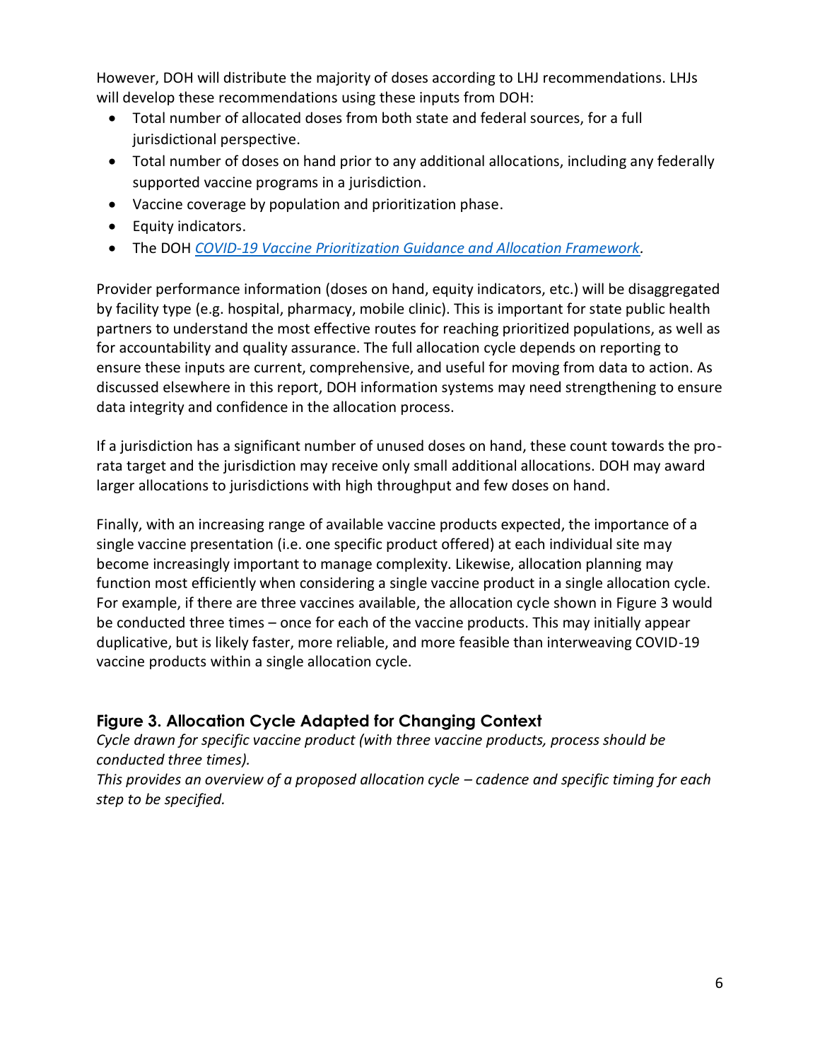However, DOH will distribute the majority of doses according to LHJ recommendations. LHJs will develop these recommendations using these inputs from DOH:

- Total number of allocated doses from both state and federal sources, for a full jurisdictional perspective.
- Total number of doses on hand prior to any additional allocations, including any federally supported vaccine programs in a jurisdiction.
- Vaccine coverage by population and prioritization phase.
- Equity indicators.
- The DOH *COVID-19 Vaccine Prioritization Guidance and Allocation Framework*.

Provider performance information (doses on hand, equity indicators, etc.) will be disaggregated by facility type (e.g. hospital, pharmacy, mobile clinic). This is important for state public health partners to understand the most effective routes for reaching prioritized populations, as well as for accountability and quality assurance. The full allocation cycle depends on reporting to ensure these inputs are current, comprehensive, and useful for moving from data to action. As discussed elsewhere in this report, DOH information systems may need strengthening to ensure data integrity and confidence in the allocation process.

If a jurisdiction has a significant number of unused doses on hand, these count towards the pro-rata target and the jurisdiction may receive only small additional allocations. DOH may award larger allocations to jurisdictions with high throughput and few doses on hand.

Finally, with an increasing range of available vaccine products expected, the importance of a single vaccine presentation (i.e. one specific product offered) at each individual site may become increasingly important to manage complexity. Likewise, allocation planning may function most efficiently when considering a single vaccine product in a single allocation cycle. For example, if there are three vaccines available, the allocation cycle shown in Figure 3 would be conducted three times – once for each of the vaccine products. This may initially appear duplicative, but is likely faster, more reliable, and more feasible than interweaving COVID-19 vaccine products within a single allocation cycle.

### Figure 3. Allocation Cycle Adapted for Changing Context

*Cycle drawn for specific vaccine product (with three vaccine products, process should be conducted three times).*

*This provides an overview of a proposed allocation cycle – cadence and specific timing for each step to be specified.*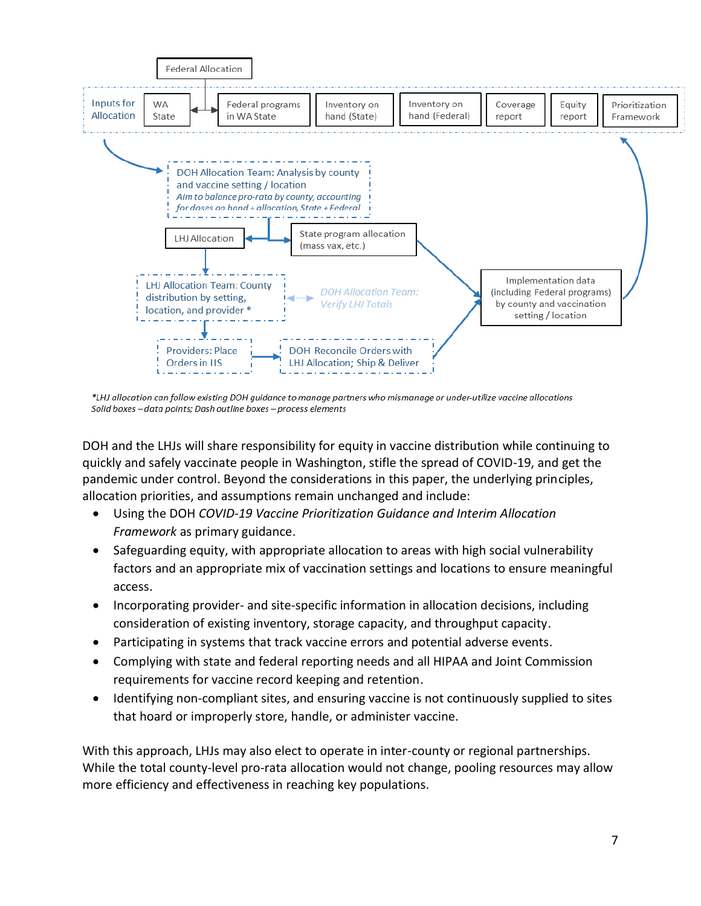Federal Allocation

Inputs for Allocation: WA State | Federal programs in WA State | Inventory on hand (State) | Inventory on hand (Federal) | Coverage report | Equity report | Prioritization Framework

DOH Allocation Team: Analysis by county and vaccine setting / location
*Aim to balance pro-rata by county, accounting for doses on hand + allocation, State + Federal*

LHJ Allocation

State program allocation (mass vax, etc.)

LHJ Allocation Team: County distribution by setting, location, and provider *

*DOH Allocation Team: Verify LHJ Totals*

Implementation data (including Federal programs) by county and vaccination setting / location

Providers: Place Orders in IIS

DOH Reconcile Orders with LHJ Allocation; Ship & Deliver

*\*LHJ allocation can follow existing DOH guidance to manage partners who mismanage or under-utilize vaccine allocations*
*Solid boxes – data points; Dash outline boxes – process elements*

DOH and the LHJs will share responsibility for equity in vaccine distribution while continuing to quickly and safely vaccinate people in Washington, stifle the spread of COVID-19, and get the pandemic under control. Beyond the considerations in this paper, the underlying principles, allocation priorities, and assumptions remain unchanged and include:

- Using the DOH *COVID-19 Vaccine Prioritization Guidance and Interim Allocation Framework* as primary guidance.
- Safeguarding equity, with appropriate allocation to areas with high social vulnerability factors and an appropriate mix of vaccination settings and locations to ensure meaningful access.
- Incorporating provider- and site-specific information in allocation decisions, including consideration of existing inventory, storage capacity, and throughput capacity.
- Participating in systems that track vaccine errors and potential adverse events.
- Complying with state and federal reporting needs and all HIPAA and Joint Commission requirements for vaccine record keeping and retention.
- Identifying non-compliant sites, and ensuring vaccine is not continuously supplied to sites that hoard or improperly store, handle, or administer vaccine.

With this approach, LHJs may also elect to operate in inter-county or regional partnerships. While the total county-level pro-rata allocation would not change, pooling resources may allow more efficiency and effectiveness in reaching key populations.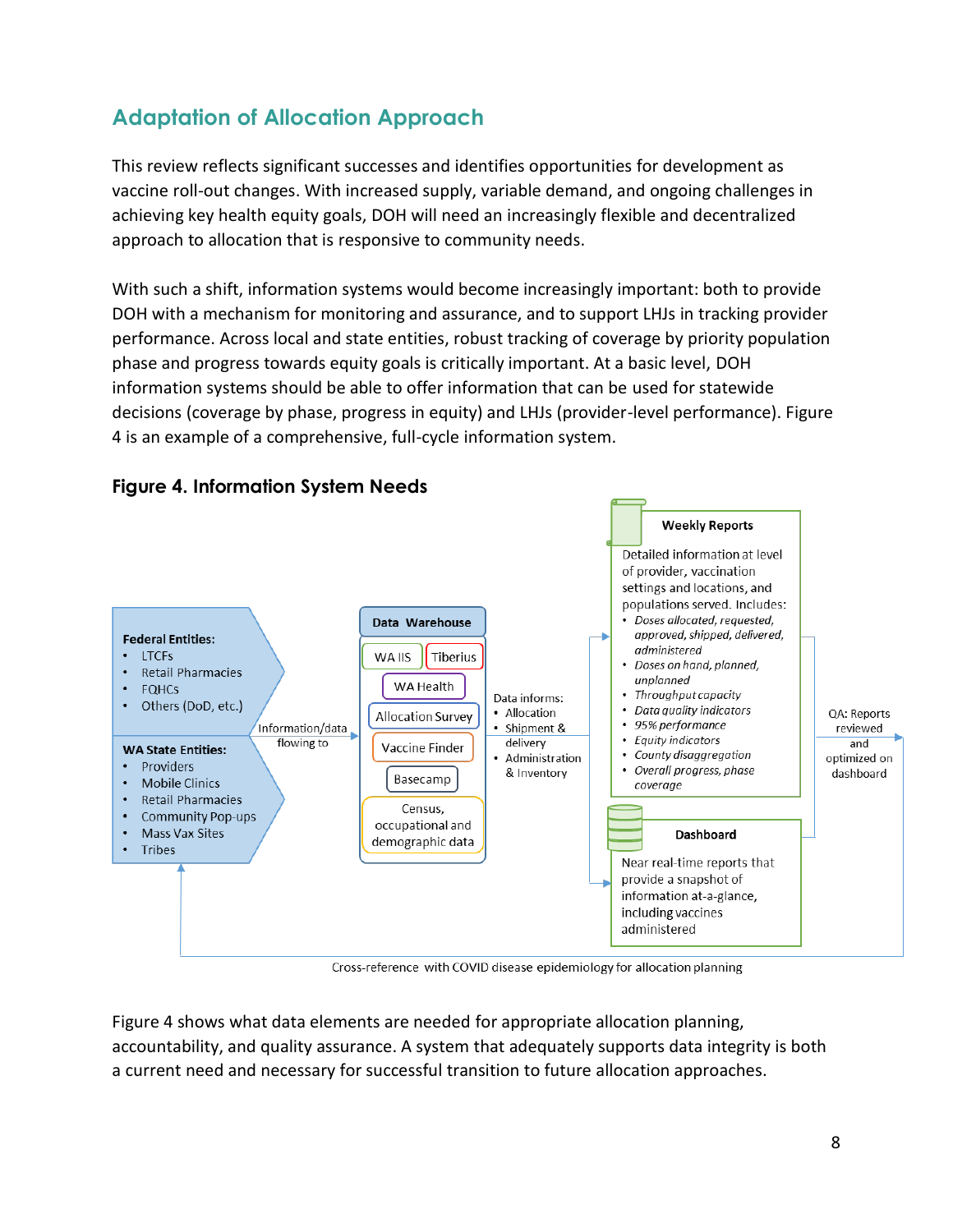## Adaptation of Allocation Approach

This review reflects significant successes and identifies opportunities for development as vaccine roll-out changes. With increased supply, variable demand, and ongoing challenges in achieving key health equity goals, DOH will need an increasingly flexible and decentralized approach to allocation that is responsive to community needs.

With such a shift, information systems would become increasingly important: both to provide DOH with a mechanism for monitoring and assurance, and to support LHJs in tracking provider performance. Across local and state entities, robust tracking of coverage by priority population phase and progress towards equity goals is critically important. At a basic level, DOH information systems should be able to offer information that can be used for statewide decisions (coverage by phase, progress in equity) and LHJs (provider-level performance). Figure 4 is an example of a comprehensive, full-cycle information system.

### Figure 4. Information System Needs

**Federal Entities:**
- LTCFs
- Retail Pharmacies
- FQHCs
- Others (DoD, etc.)

**WA State Entities:**
- Providers
- Mobile Clinics
- Retail Pharmacies
- Community Pop-ups
- Mass Vax Sites
- Tribes

Information/data flowing to

**Data Warehouse**
- WA IIS
- Tiberius
- WA Health
- Allocation Survey
- Vaccine Finder
- Basecamp
- Census, occupational and demographic data

Data informs:
- Allocation
- Shipment & delivery
- Administration & Inventory

**Weekly Reports**

Detailed information at level of provider, vaccination settings and locations, and populations served. Includes:
- *Doses allocated, requested, approved, shipped, delivered, administered*
- *Doses on hand, planned, unplanned*
- *Throughput capacity*
- *Data quality indicators*
- *95% performance*
- *Equity indicators*
- *County disaggregation*
- *Overall progress, phase coverage*

**Dashboard**

Near real-time reports that provide a snapshot of information at-a-glance, including vaccines administered

QA: Reports reviewed and optimized on dashboard

Cross-reference with COVID disease epidemiology for allocation planning

Figure 4 shows what data elements are needed for appropriate allocation planning, accountability, and quality assurance. A system that adequately supports data integrity is both a current need and necessary for successful transition to future allocation approaches.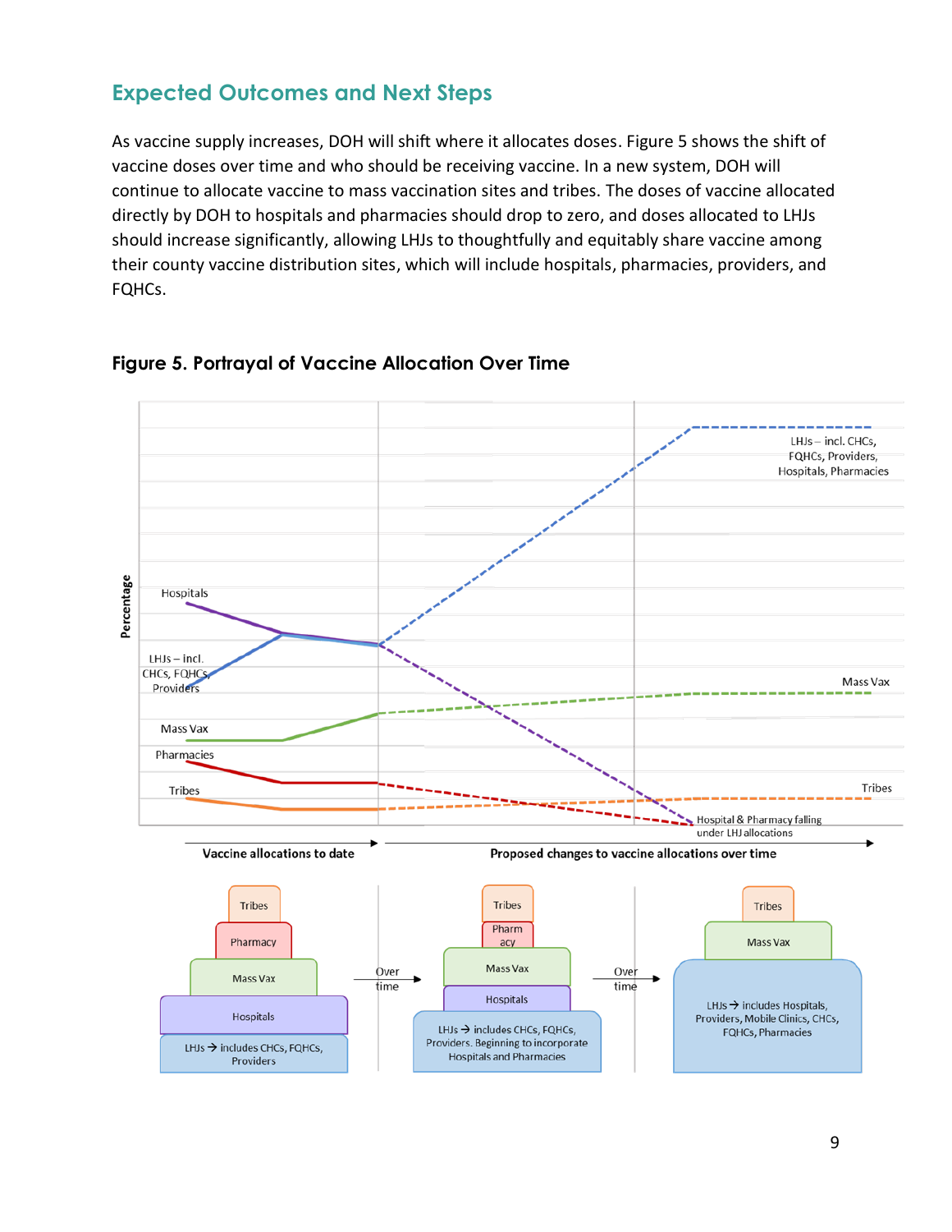## Expected Outcomes and Next Steps

As vaccine supply increases, DOH will shift where it allocates doses. Figure 5 shows the shift of vaccine doses over time and who should be receiving vaccine. In a new system, DOH will continue to allocate vaccine to mass vaccination sites and tribes. The doses of vaccine allocated directly by DOH to hospitals and pharmacies should drop to zero, and doses allocated to LHJs should increase significantly, allowing LHJs to thoughtfully and equitably share vaccine among their county vaccine distribution sites, which will include hospitals, pharmacies, providers, and FQHCs.

### Figure 5. Portrayal of Vaccine Allocation Over Time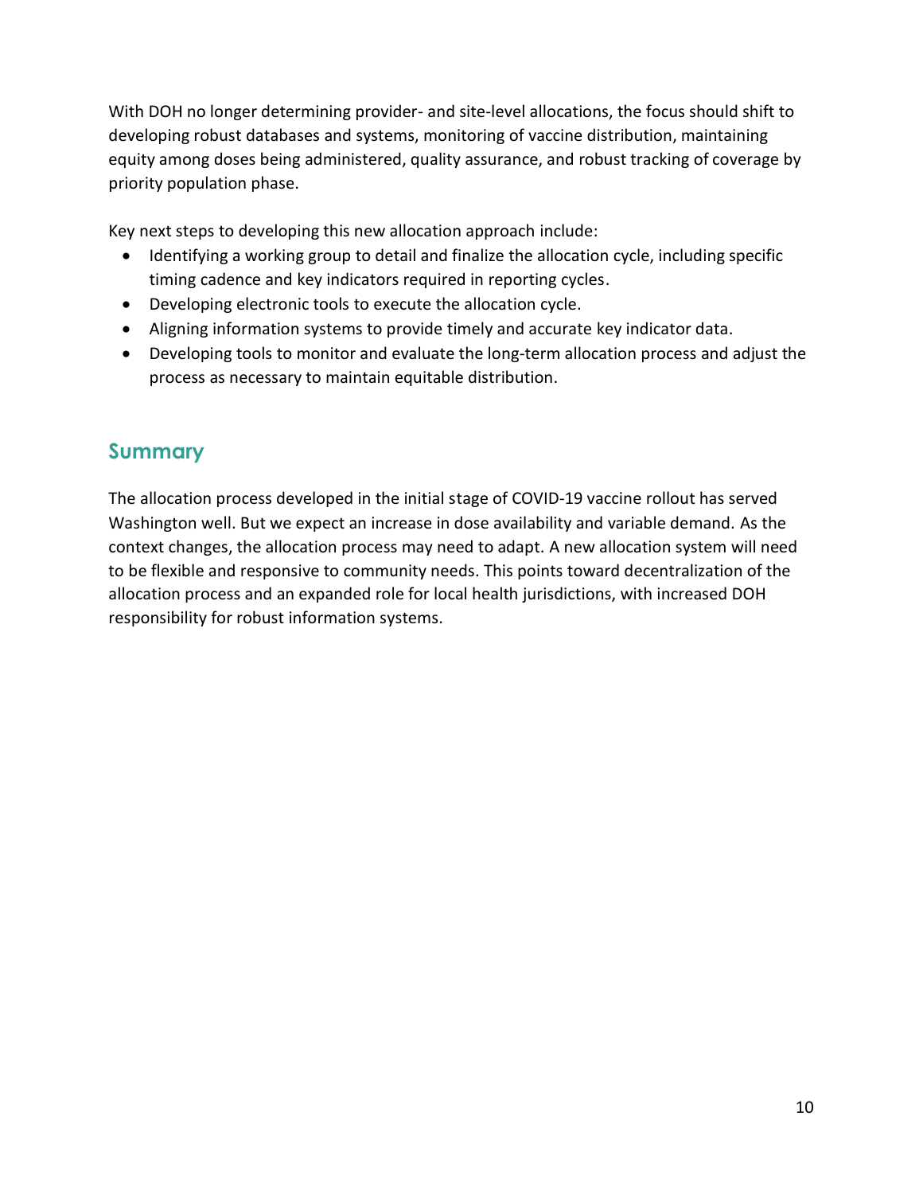With DOH no longer determining provider- and site-level allocations, the focus should shift to developing robust databases and systems, monitoring of vaccine distribution, maintaining equity among doses being administered, quality assurance, and robust tracking of coverage by priority population phase.

Key next steps to developing this new allocation approach include:

- Identifying a working group to detail and finalize the allocation cycle, including specific timing cadence and key indicators required in reporting cycles.
- Developing electronic tools to execute the allocation cycle.
- Aligning information systems to provide timely and accurate key indicator data.
- Developing tools to monitor and evaluate the long-term allocation process and adjust the process as necessary to maintain equitable distribution.

## Summary

The allocation process developed in the initial stage of COVID-19 vaccine rollout has served Washington well. But we expect an increase in dose availability and variable demand. As the context changes, the allocation process may need to adapt. A new allocation system will need to be flexible and responsive to community needs. This points toward decentralization of the allocation process and an expanded role for local health jurisdictions, with increased DOH responsibility for robust information systems.